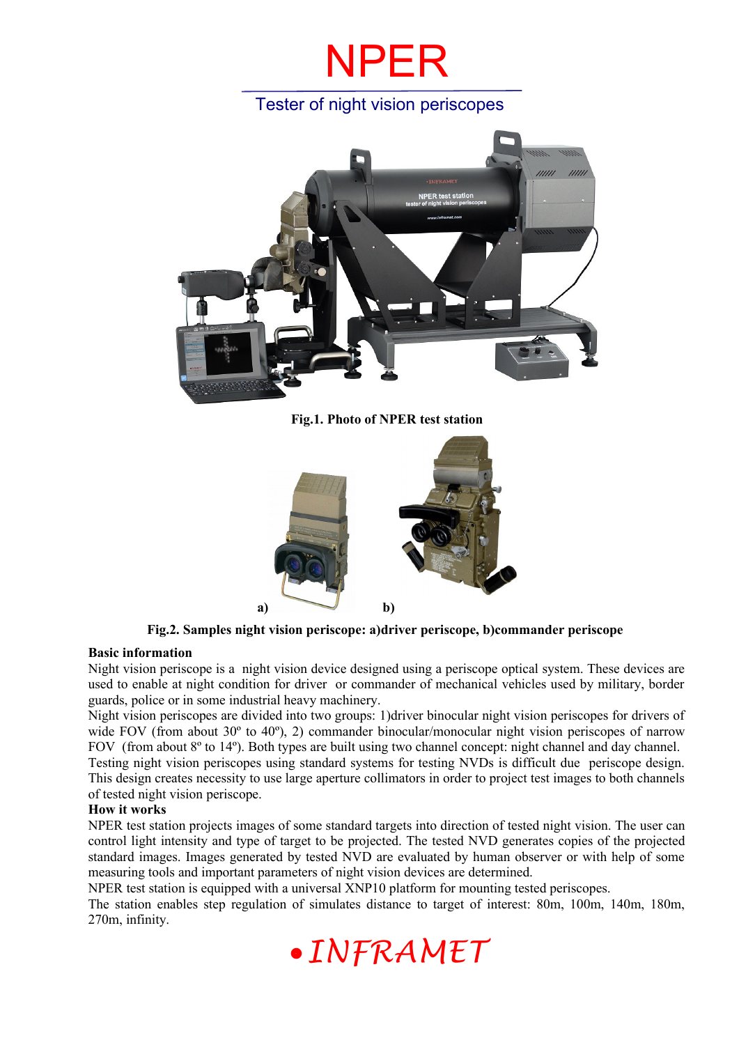# NPER

## Tester of night vision periscopes

**Fig.1. Photo of NPER test station**

a) b)

**Fig.2. Samples night vision periscope: a)driver periscope, b)commander periscope**

**Basic information**

Night vision periscope is a night vision device designed using a periscope optical system. These devices are used to enable at night condition for driver or commander of mechanical vehicles used by military, border guards, police or in some industrial heavy machinery.

Night vision periscopes are divided into two groups: 1)driver binocular night vision periscopes for drivers of wide FOV (from about 30º to 40º), 2) commander binocular/monocular night vision periscopes of narrow FOV (from about 8º to 14º). Both types are built using two channel concept: night channel and day channel.

Testing night vision periscopes using standard systems for testing NVDs is difficult due periscope design. This design creates necessity to use large aperture collimators in order to project test images to both channels of tested night vision periscope.

**How it works**

NPER test station projects images of some standard targets into direction of tested night vision. The user can control light intensity and type of target to be projected. The tested NVD generates copies of the projected standard images. Images generated by tested NVD are evaluated by human observer or with help of some measuring tools and important parameters of night vision devices are determined.

NPER test station is equipped with a universal XNP10 platform for mounting tested periscopes.

The station enables step regulation of simulates distance to target of interest: 80m, 100m, 140m, 180m, 270m, infinity.

*INFRAMET*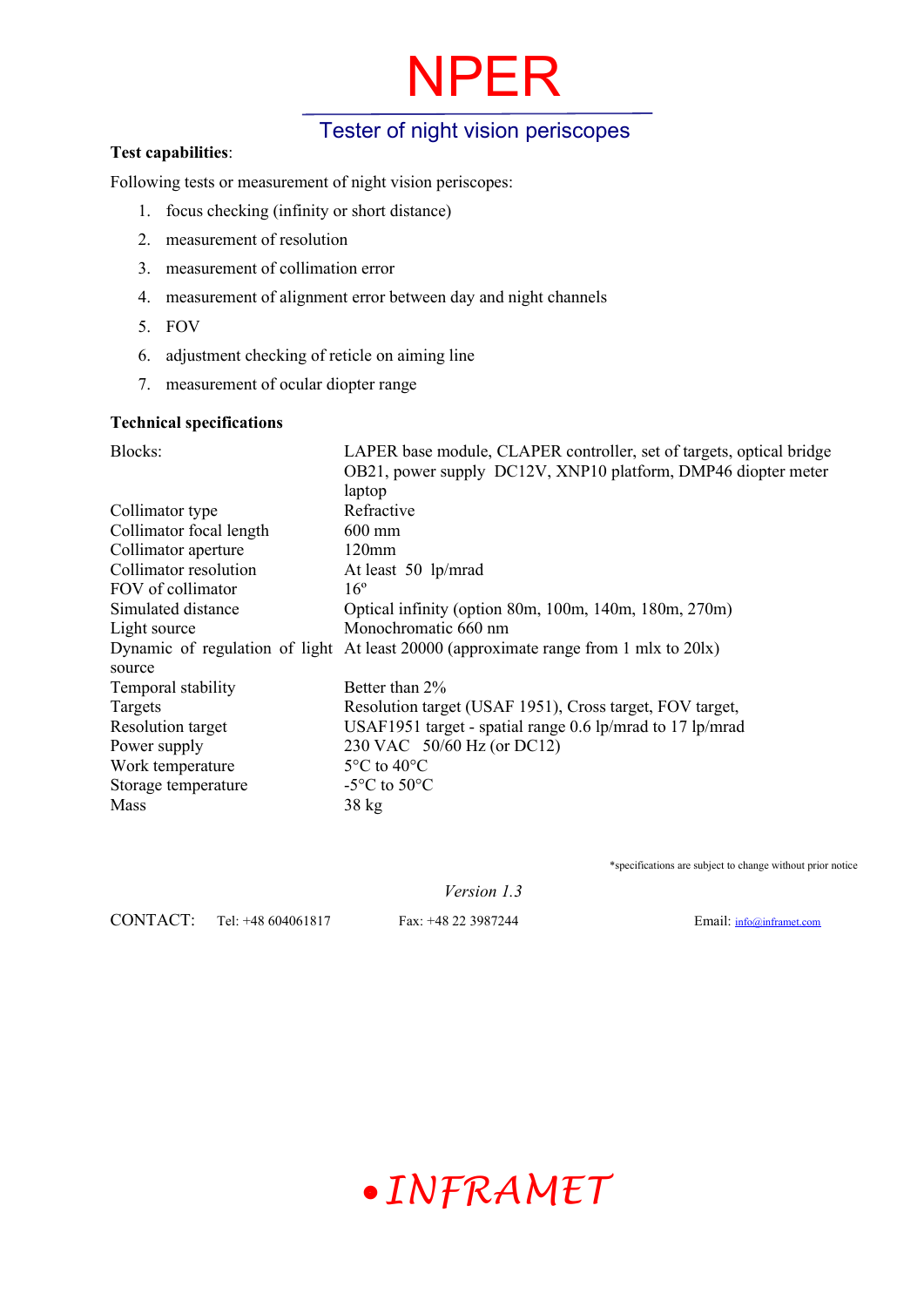# NPER

## Tester of night vision periscopes

**Test capabilities**:

Following tests or measurement of night vision periscopes:

1. focus checking (infinity or short distance)
2. measurement of resolution
3. measurement of collimation error
4. measurement of alignment error between day and night channels
5. FOV
6. adjustment checking of reticle on aiming line
7. measurement of ocular diopter range

**Technical specifications**

| | |
|---|---|
| Blocks: | LAPER base module, CLAPER controller, set of targets, optical bridge OB21, power supply DC12V, XNP10 platform, DMP46 diopter meter laptop |
| Collimator type | Refractive |
| Collimator focal length | 600 mm |
| Collimator aperture | 120mm |
| Collimator resolution | At least 50 lp/mrad |
| FOV of collimator | 16º |
| Simulated distance | Optical infinity (option 80m, 100m, 140m, 180m, 270m) |
| Light source | Monochromatic 660 nm |
| Dynamic of regulation of light source | At least 20000 (approximate range from 1 mlx to 20lx) |
| Temporal stability | Better than 2% |
| Targets | Resolution target (USAF 1951), Cross target, FOV target, |
| Resolution target | USAF1951 target - spatial range 0.6 lp/mrad to 17 lp/mrad |
| Power supply | 230 VAC 50/60 Hz (or DC12) |
| Work temperature | 5°C to 40°C |
| Storage temperature | -5°C to 50°C |
| Mass | 38 kg |

*specifications are subject to change without prior notice

*Version 1.3*

CONTACT: Tel: +48 604061817 Fax: +48 22 3987244 Email: info@inframet.com

INFRAMET